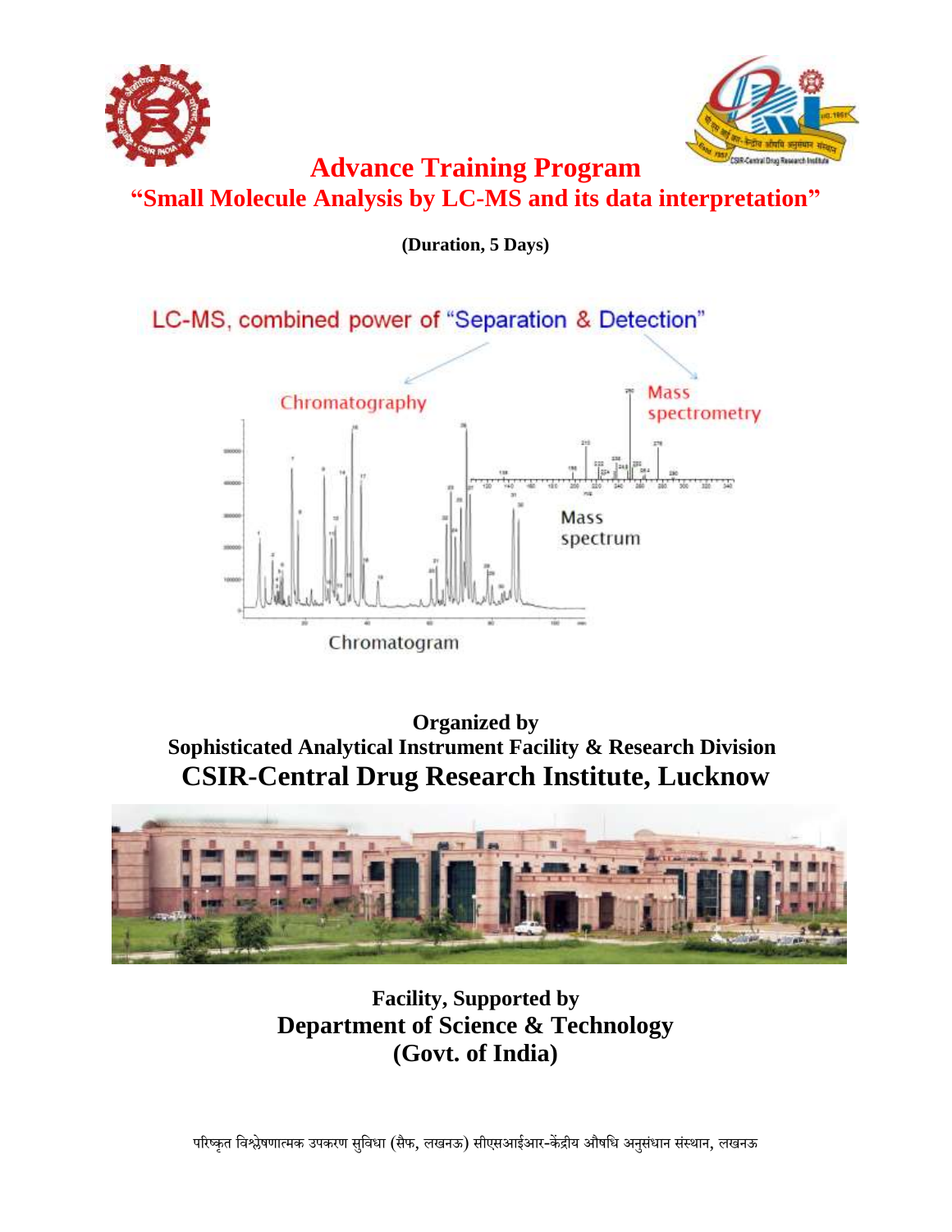# Advance Training Program

## "Small Molecule Analysis by LC-MS and its data interpretation"

**(Duration, 5 Days)**

**Organized by**

**Sophisticated Analytical Instrument Facility & Research Division**

## CSIR-Central Drug Research Institute, Lucknow

**Facility, Supported by**

**Department of Science & Technology**

**(Govt. of India)**

परिष्कृत विश्लेषणात्मक उपकरण सुविधा (सैफ, लखनऊ) सीएसआईआर-केंद्रीय औषधि अनुसंधान संस्थान, लखनऊ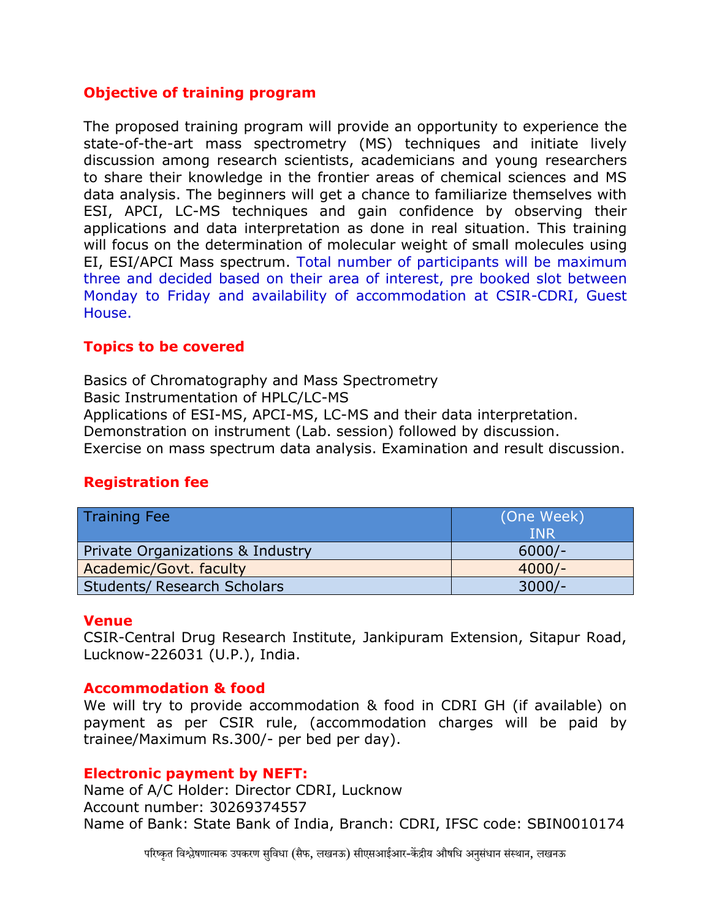## Objective of training program

The proposed training program will provide an opportunity to experience the state-of-the-art mass spectrometry (MS) techniques and initiate lively discussion among research scientists, academicians and young researchers to share their knowledge in the frontier areas of chemical sciences and MS data analysis. The beginners will get a chance to familiarize themselves with ESI, APCI, LC-MS techniques and gain confidence by observing their applications and data interpretation as done in real situation. This training will focus on the determination of molecular weight of small molecules using EI, ESI/APCI Mass spectrum. Total number of participants will be maximum three and decided based on their area of interest, pre booked slot between Monday to Friday and availability of accommodation at CSIR-CDRI, Guest House.

## Topics to be covered

Basics of Chromatography and Mass Spectrometry
Basic Instrumentation of HPLC/LC-MS
Applications of ESI-MS, APCI-MS, LC-MS and their data interpretation.
Demonstration on instrument (Lab. session) followed by discussion.
Exercise on mass spectrum data analysis. Examination and result discussion.

## Registration fee

| Training Fee | (One Week) INR |
|---|---|
| Private Organizations & Industry | 6000/- |
| Academic/Govt. faculty | 4000/- |
| Students/ Research Scholars | 3000/- |

## Venue

CSIR-Central Drug Research Institute, Jankipuram Extension, Sitapur Road, Lucknow-226031 (U.P.), India.

## Accommodation & food

We will try to provide accommodation & food in CDRI GH (if available) on payment as per CSIR rule, (accommodation charges will be paid by trainee/Maximum Rs.300/- per bed per day).

## Electronic payment by NEFT:

Name of A/C Holder: Director CDRI, Lucknow
Account number: 30269374557
Name of Bank: State Bank of India, Branch: CDRI, IFSC code: SBIN0010174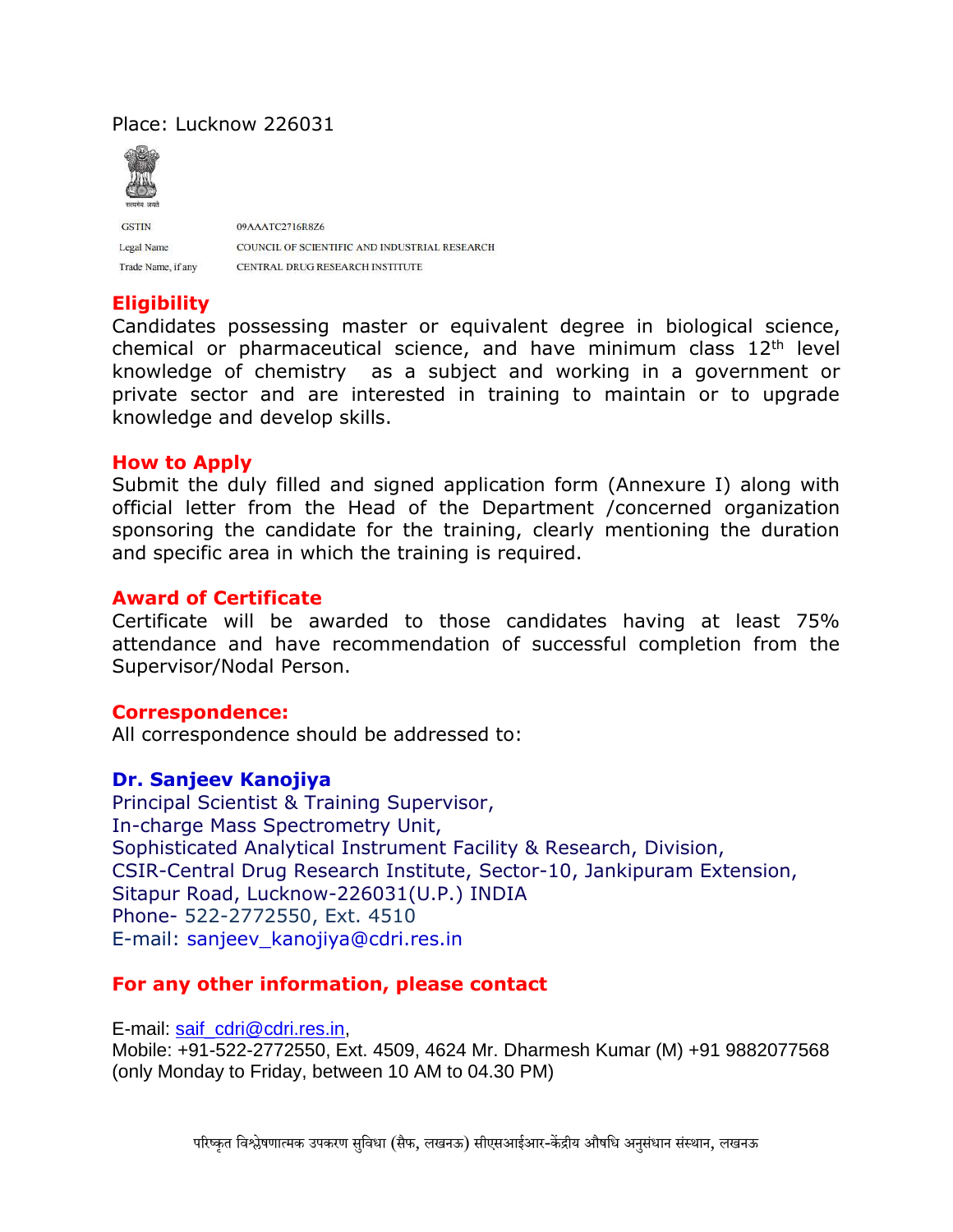Place: Lucknow 226031

सत्यमेव जयते

| | |
|---|---|
| GSTIN | 09AAATC2716R8Z6 |
| Legal Name | COUNCIL OF SCIENTIFIC AND INDUSTRIAL RESEARCH |
| Trade Name, if any | CENTRAL DRUG RESEARCH INSTITUTE |

## Eligibility

Candidates possessing master or equivalent degree in biological science, chemical or pharmaceutical science, and have minimum class 12th level knowledge of chemistry as a subject and working in a government or private sector and are interested in training to maintain or to upgrade knowledge and develop skills.

## How to Apply

Submit the duly filled and signed application form (Annexure I) along with official letter from the Head of the Department /concerned organization sponsoring the candidate for the training, clearly mentioning the duration and specific area in which the training is required.

## Award of Certificate

Certificate will be awarded to those candidates having at least 75% attendance and have recommendation of successful completion from the Supervisor/Nodal Person.

## Correspondence:

All correspondence should be addressed to:

**Dr. Sanjeev Kanojiya**
Principal Scientist & Training Supervisor,
In-charge Mass Spectrometry Unit,
Sophisticated Analytical Instrument Facility & Research, Division,
CSIR-Central Drug Research Institute, Sector-10, Jankipuram Extension,
Sitapur Road, Lucknow-226031(U.P.) INDIA
Phone- 522-2772550, Ext. 4510
E-mail: sanjeev_kanojiya@cdri.res.in

## For any other information, please contact

E-mail: saif_cdri@cdri.res.in,
Mobile: +91-522-2772550, Ext. 4509, 4624 Mr. Dharmesh Kumar (M) +91 9882077568
(only Monday to Friday, between 10 AM to 04.30 PM)